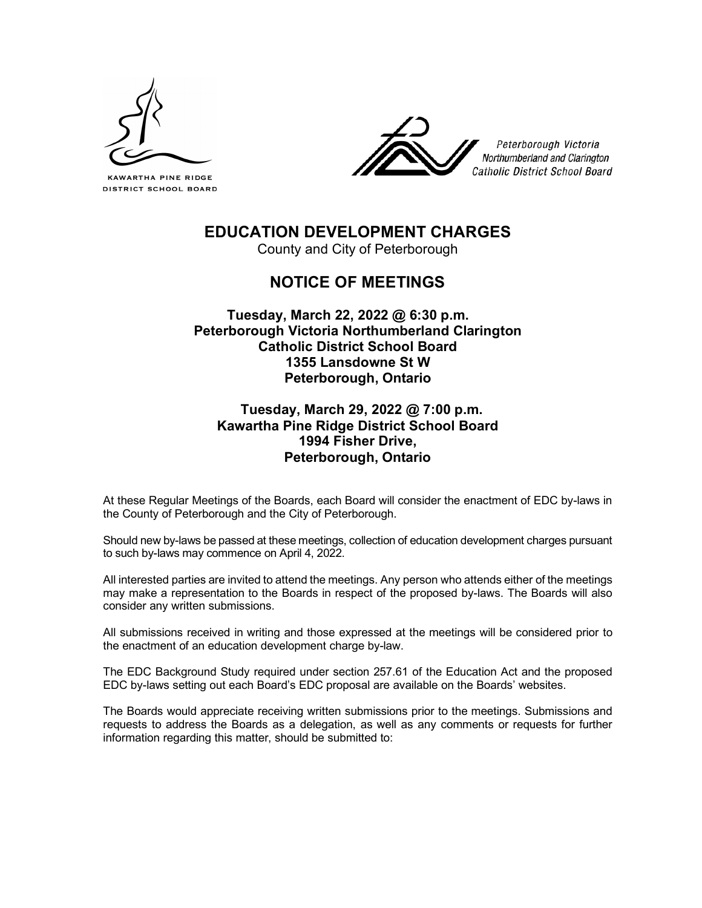KAWARTHA PINE RIDGE DISTRICT SCHOOL BOARD

Peterborough Victoria Northumberland and Clarington Catholic District School Board

# EDUCATION DEVELOPMENT CHARGES

County and City of Peterborough

# NOTICE OF MEETINGS

**Tuesday, March 22, 2022 @ 6:30 p.m.**
**Peterborough Victoria Northumberland Clarington**
**Catholic District School Board**
**1355 Lansdowne St W**
**Peterborough, Ontario**

**Tuesday, March 29, 2022 @ 7:00 p.m.**
**Kawartha Pine Ridge District School Board**
**1994 Fisher Drive,**
**Peterborough, Ontario**

At these Regular Meetings of the Boards, each Board will consider the enactment of EDC by-laws in the County of Peterborough and the City of Peterborough.

Should new by-laws be passed at these meetings, collection of education development charges pursuant to such by-laws may commence on April 4, 2022.

All interested parties are invited to attend the meetings. Any person who attends either of the meetings may make a representation to the Boards in respect of the proposed by-laws. The Boards will also consider any written submissions.

All submissions received in writing and those expressed at the meetings will be considered prior to the enactment of an education development charge by-law.

The EDC Background Study required under section 257.61 of the Education Act and the proposed EDC by-laws setting out each Board's EDC proposal are available on the Boards' websites.

The Boards would appreciate receiving written submissions prior to the meetings. Submissions and requests to address the Boards as a delegation, as well as any comments or requests for further information regarding this matter, should be submitted to: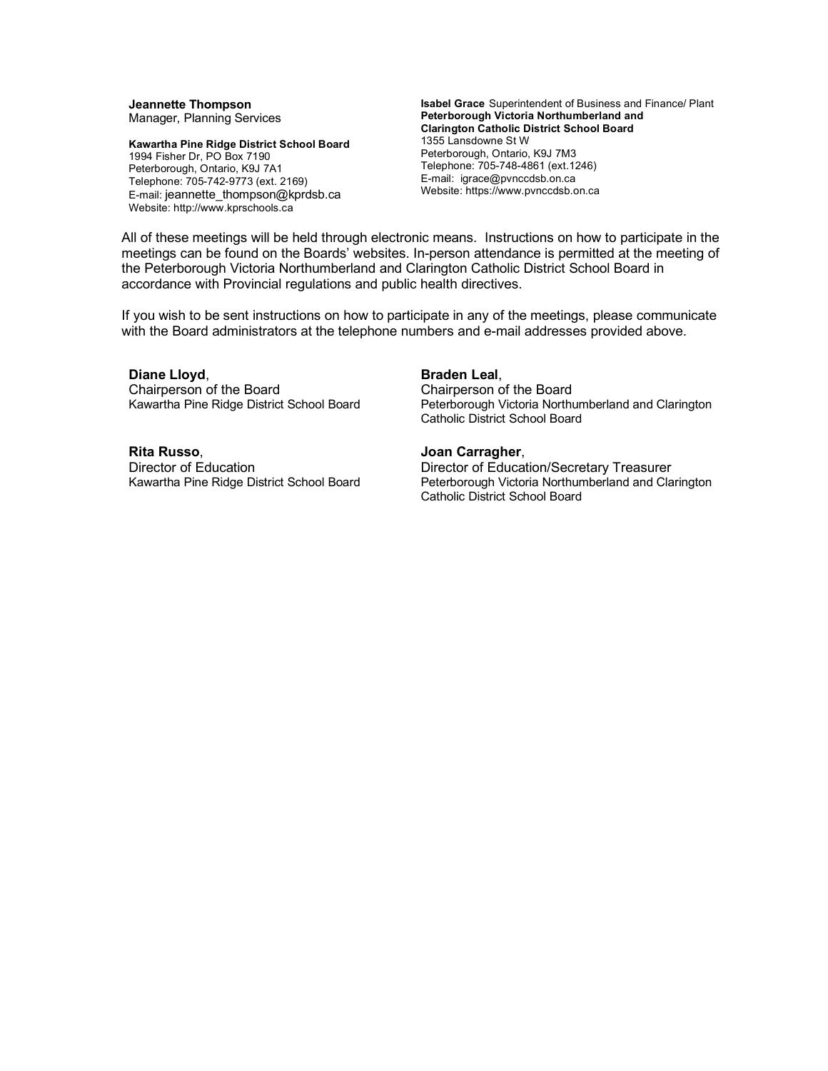**Jeannette Thompson**
Manager, Planning Services

**Kawartha Pine Ridge District School Board**
1994 Fisher Dr, PO Box 7190
Peterborough, Ontario, K9J 7A1
Telephone: 705-742-9773 (ext. 2169)
E-mail: jeannette_thompson@kprdsb.ca
Website: http://www.kprschools.ca

**Isabel Grace** Superintendent of Business and Finance/ Plant
**Peterborough Victoria Northumberland and Clarington Catholic District School Board**
1355 Lansdowne St W
Peterborough, Ontario, K9J 7M3
Telephone: 705-748-4861 (ext.1246)
E-mail: igrace@pvnccdsb.on.ca
Website: https://www.pvnccdsb.on.ca

All of these meetings will be held through electronic means. Instructions on how to participate in the meetings can be found on the Boards' websites. In-person attendance is permitted at the meeting of the Peterborough Victoria Northumberland and Clarington Catholic District School Board in accordance with Provincial regulations and public health directives.

If you wish to be sent instructions on how to participate in any of the meetings, please communicate with the Board administrators at the telephone numbers and e-mail addresses provided above.

**Diane Lloyd**,
Chairperson of the Board
Kawartha Pine Ridge District School Board

**Rita Russo**,
Director of Education
Kawartha Pine Ridge District School Board

**Braden Leal**,
Chairperson of the Board
Peterborough Victoria Northumberland and Clarington Catholic District School Board

**Joan Carragher**,
Director of Education/Secretary Treasurer
Peterborough Victoria Northumberland and Clarington Catholic District School Board